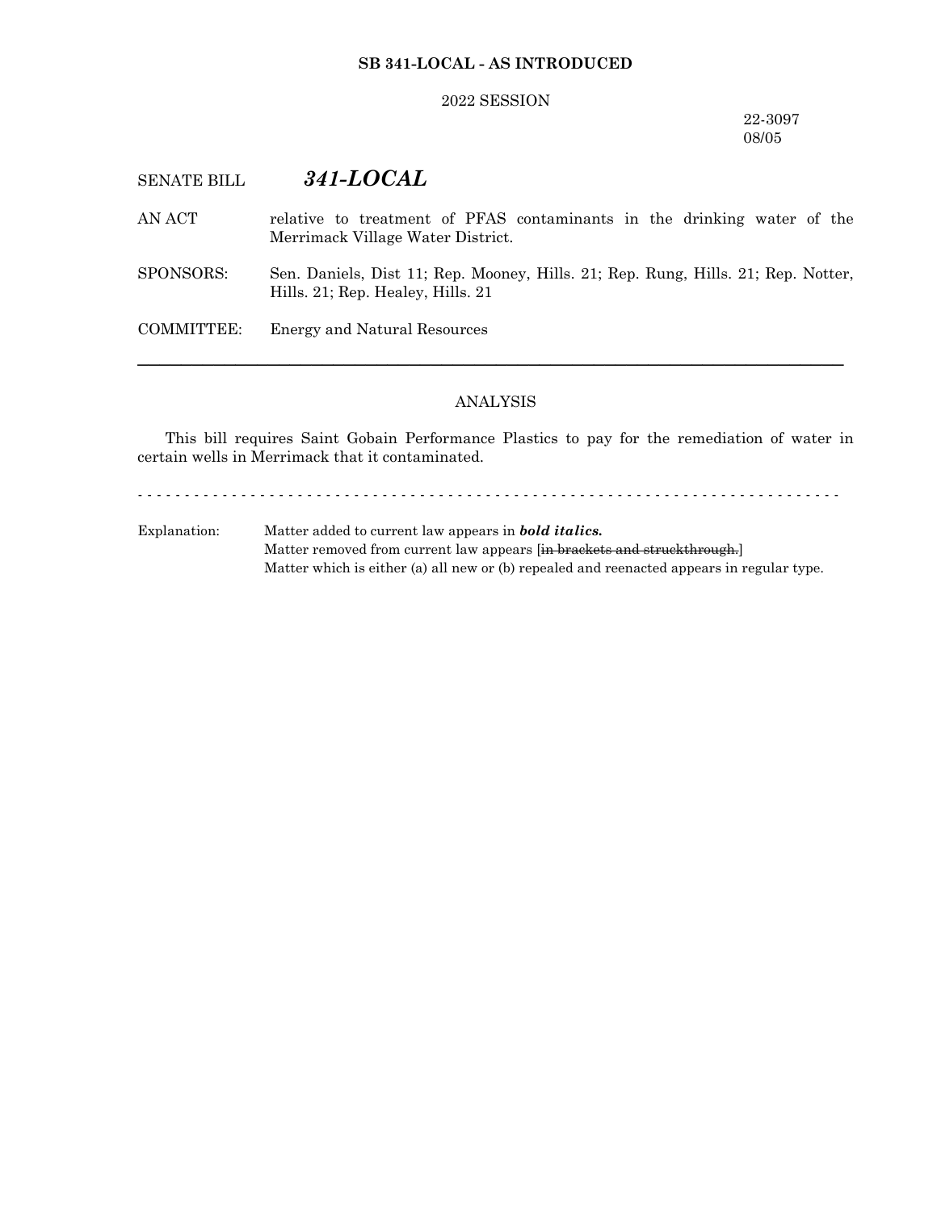**SB 341-LOCAL - AS INTRODUCED**

2022 SESSION

22-3097
08/05

SENATE BILL ***341-LOCAL***

AN ACT relative to treatment of PFAS contaminants in the drinking water of the Merrimack Village Water District.

SPONSORS: Sen. Daniels, Dist 11; Rep. Mooney, Hills. 21; Rep. Rung, Hills. 21; Rep. Notter, Hills. 21; Rep. Healey, Hills. 21

COMMITTEE: Energy and Natural Resources

---

ANALYSIS

This bill requires Saint Gobain Performance Plastics to pay for the remediation of water in certain wells in Merrimack that it contaminated.

- - - - - - - - - - - - - - - - - - - - - - - - - - - - - - - - - - - - - - - - - - - - - - - - - - - - - - - - - - - - - - - - - - - - - - - - - -

Explanation: Matter added to current law appears in ***bold italics.***
Matter removed from current law appears [~~in brackets and struckthrough.~~]
Matter which is either (a) all new or (b) repealed and reenacted appears in regular type.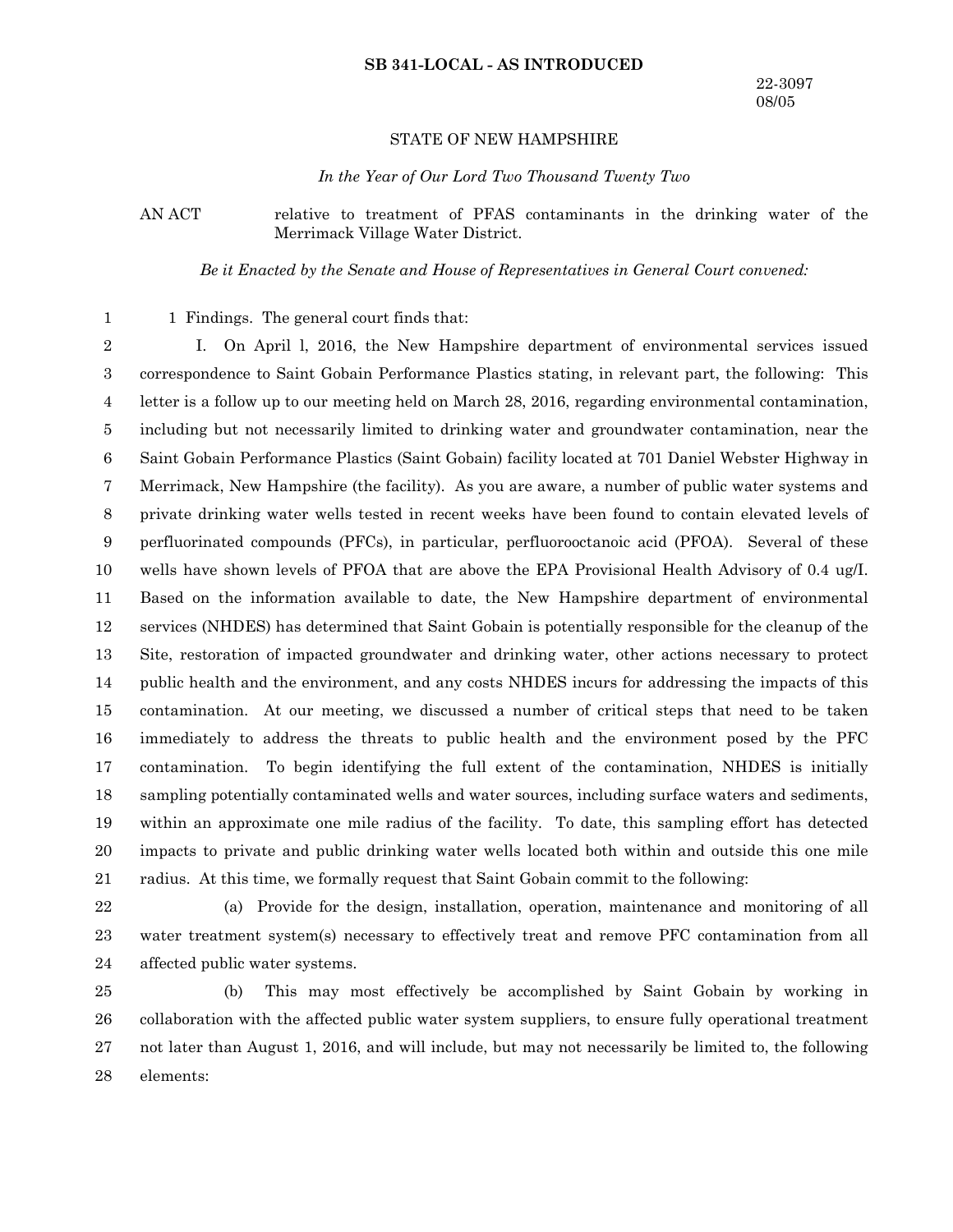**SB 341-LOCAL - AS INTRODUCED**

22-3097
08/05

STATE OF NEW HAMPSHIRE

*In the Year of Our Lord Two Thousand Twenty Two*

AN ACT relative to treatment of PFAS contaminants in the drinking water of the Merrimack Village Water District.

*Be it Enacted by the Senate and House of Representatives in General Court convened:*

1 Findings. The general court finds that:

I. On April l, 2016, the New Hampshire department of environmental services issued correspondence to Saint Gobain Performance Plastics stating, in relevant part, the following: This letter is a follow up to our meeting held on March 28, 2016, regarding environmental contamination, including but not necessarily limited to drinking water and groundwater contamination, near the Saint Gobain Performance Plastics (Saint Gobain) facility located at 701 Daniel Webster Highway in Merrimack, New Hampshire (the facility). As you are aware, a number of public water systems and private drinking water wells tested in recent weeks have been found to contain elevated levels of perfluorinated compounds (PFCs), in particular, perfluorooctanoic acid (PFOA). Several of these wells have shown levels of PFOA that are above the EPA Provisional Health Advisory of 0.4 ug/I. Based on the information available to date, the New Hampshire department of environmental services (NHDES) has determined that Saint Gobain is potentially responsible for the cleanup of the Site, restoration of impacted groundwater and drinking water, other actions necessary to protect public health and the environment, and any costs NHDES incurs for addressing the impacts of this contamination. At our meeting, we discussed a number of critical steps that need to be taken immediately to address the threats to public health and the environment posed by the PFC contamination. To begin identifying the full extent of the contamination, NHDES is initially sampling potentially contaminated wells and water sources, including surface waters and sediments, within an approximate one mile radius of the facility. To date, this sampling effort has detected impacts to private and public drinking water wells located both within and outside this one mile radius. At this time, we formally request that Saint Gobain commit to the following:

(a) Provide for the design, installation, operation, maintenance and monitoring of all water treatment system(s) necessary to effectively treat and remove PFC contamination from all affected public water systems.

(b) This may most effectively be accomplished by Saint Gobain by working in collaboration with the affected public water system suppliers, to ensure fully operational treatment not later than August 1, 2016, and will include, but may not necessarily be limited to, the following elements: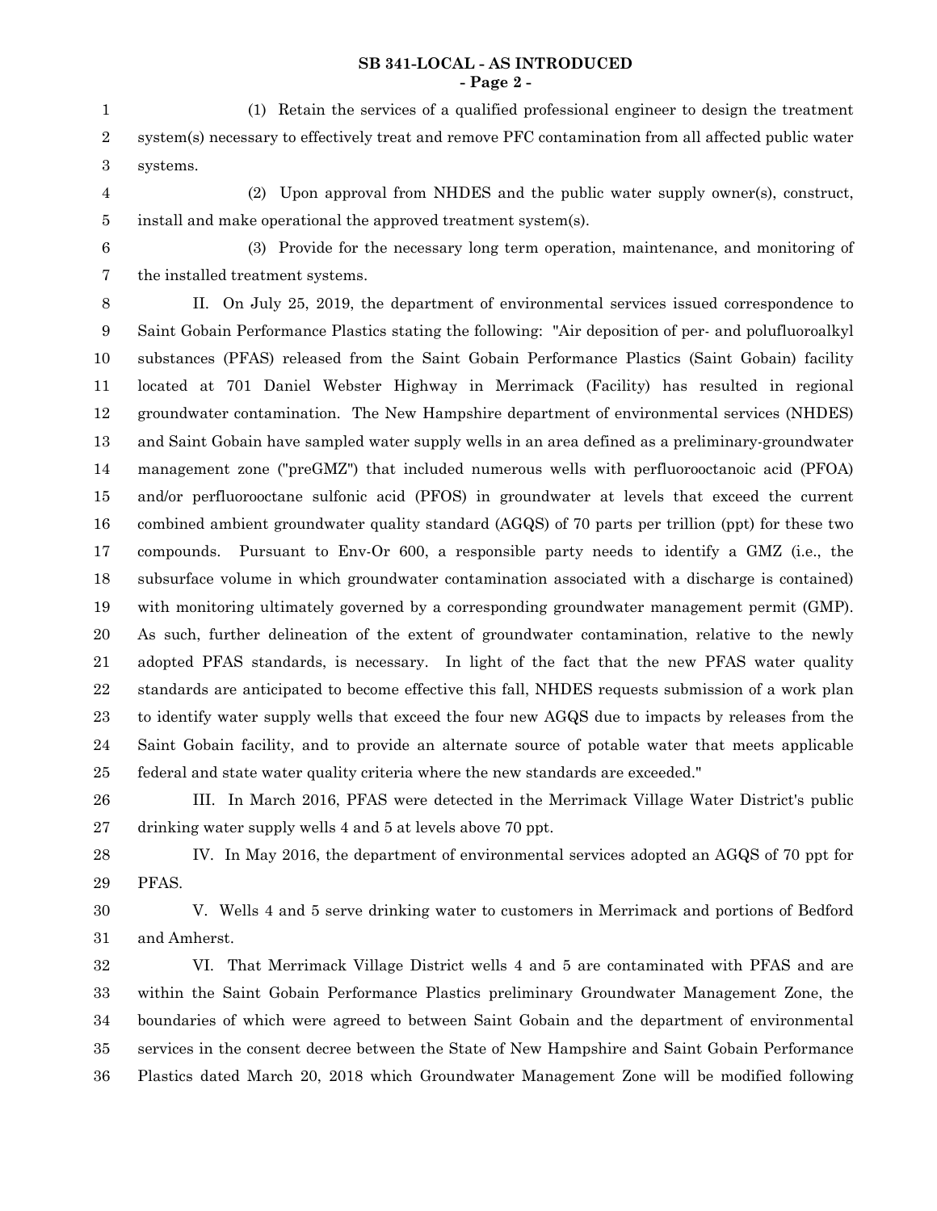(1) Retain the services of a qualified professional engineer to design the treatment system(s) necessary to effectively treat and remove PFC contamination from all affected public water systems.

(2) Upon approval from NHDES and the public water supply owner(s), construct, install and make operational the approved treatment system(s).

(3) Provide for the necessary long term operation, maintenance, and monitoring of the installed treatment systems.

II. On July 25, 2019, the department of environmental services issued correspondence to Saint Gobain Performance Plastics stating the following: "Air deposition of per- and polufluoroalkyl substances (PFAS) released from the Saint Gobain Performance Plastics (Saint Gobain) facility located at 701 Daniel Webster Highway in Merrimack (Facility) has resulted in regional groundwater contamination. The New Hampshire department of environmental services (NHDES) and Saint Gobain have sampled water supply wells in an area defined as a preliminary-groundwater management zone ("preGMZ") that included numerous wells with perfluorooctanoic acid (PFOA) and/or perfluorooctane sulfonic acid (PFOS) in groundwater at levels that exceed the current combined ambient groundwater quality standard (AGQS) of 70 parts per trillion (ppt) for these two compounds. Pursuant to Env-Or 600, a responsible party needs to identify a GMZ (i.e., the subsurface volume in which groundwater contamination associated with a discharge is contained) with monitoring ultimately governed by a corresponding groundwater management permit (GMP). As such, further delineation of the extent of groundwater contamination, relative to the newly adopted PFAS standards, is necessary. In light of the fact that the new PFAS water quality standards are anticipated to become effective this fall, NHDES requests submission of a work plan to identify water supply wells that exceed the four new AGQS due to impacts by releases from the Saint Gobain facility, and to provide an alternate source of potable water that meets applicable federal and state water quality criteria where the new standards are exceeded."

III. In March 2016, PFAS were detected in the Merrimack Village Water District's public drinking water supply wells 4 and 5 at levels above 70 ppt.

IV. In May 2016, the department of environmental services adopted an AGQS of 70 ppt for PFAS.

V. Wells 4 and 5 serve drinking water to customers in Merrimack and portions of Bedford and Amherst.

VI. That Merrimack Village District wells 4 and 5 are contaminated with PFAS and are within the Saint Gobain Performance Plastics preliminary Groundwater Management Zone, the boundaries of which were agreed to between Saint Gobain and the department of environmental services in the consent decree between the State of New Hampshire and Saint Gobain Performance Plastics dated March 20, 2018 which Groundwater Management Zone will be modified following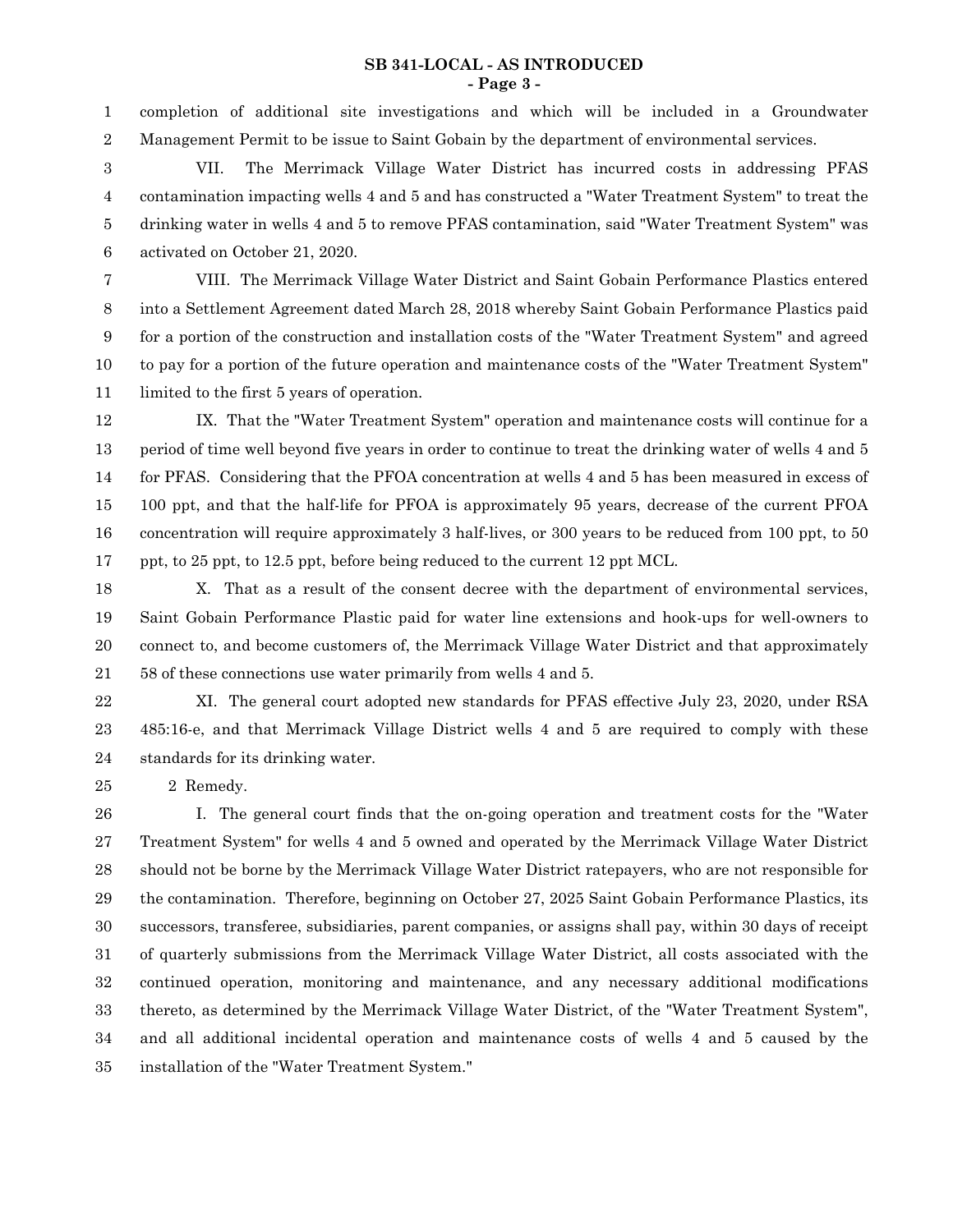completion of additional site investigations and which will be included in a Groundwater Management Permit to be issue to Saint Gobain by the department of environmental services.

VII. The Merrimack Village Water District has incurred costs in addressing PFAS contamination impacting wells 4 and 5 and has constructed a "Water Treatment System" to treat the drinking water in wells 4 and 5 to remove PFAS contamination, said "Water Treatment System" was activated on October 21, 2020.

VIII. The Merrimack Village Water District and Saint Gobain Performance Plastics entered into a Settlement Agreement dated March 28, 2018 whereby Saint Gobain Performance Plastics paid for a portion of the construction and installation costs of the "Water Treatment System" and agreed to pay for a portion of the future operation and maintenance costs of the "Water Treatment System" limited to the first 5 years of operation.

IX. That the "Water Treatment System" operation and maintenance costs will continue for a period of time well beyond five years in order to continue to treat the drinking water of wells 4 and 5 for PFAS. Considering that the PFOA concentration at wells 4 and 5 has been measured in excess of 100 ppt, and that the half-life for PFOA is approximately 95 years, decrease of the current PFOA concentration will require approximately 3 half-lives, or 300 years to be reduced from 100 ppt, to 50 ppt, to 25 ppt, to 12.5 ppt, before being reduced to the current 12 ppt MCL.

X. That as a result of the consent decree with the department of environmental services, Saint Gobain Performance Plastic paid for water line extensions and hook-ups for well-owners to connect to, and become customers of, the Merrimack Village Water District and that approximately 58 of these connections use water primarily from wells 4 and 5.

XI. The general court adopted new standards for PFAS effective July 23, 2020, under RSA 485:16-e, and that Merrimack Village District wells 4 and 5 are required to comply with these standards for its drinking water.

2 Remedy.

I. The general court finds that the on-going operation and treatment costs for the "Water Treatment System" for wells 4 and 5 owned and operated by the Merrimack Village Water District should not be borne by the Merrimack Village Water District ratepayers, who are not responsible for the contamination. Therefore, beginning on October 27, 2025 Saint Gobain Performance Plastics, its successors, transferee, subsidiaries, parent companies, or assigns shall pay, within 30 days of receipt of quarterly submissions from the Merrimack Village Water District, all costs associated with the continued operation, monitoring and maintenance, and any necessary additional modifications thereto, as determined by the Merrimack Village Water District, of the "Water Treatment System", and all additional incidental operation and maintenance costs of wells 4 and 5 caused by the installation of the "Water Treatment System."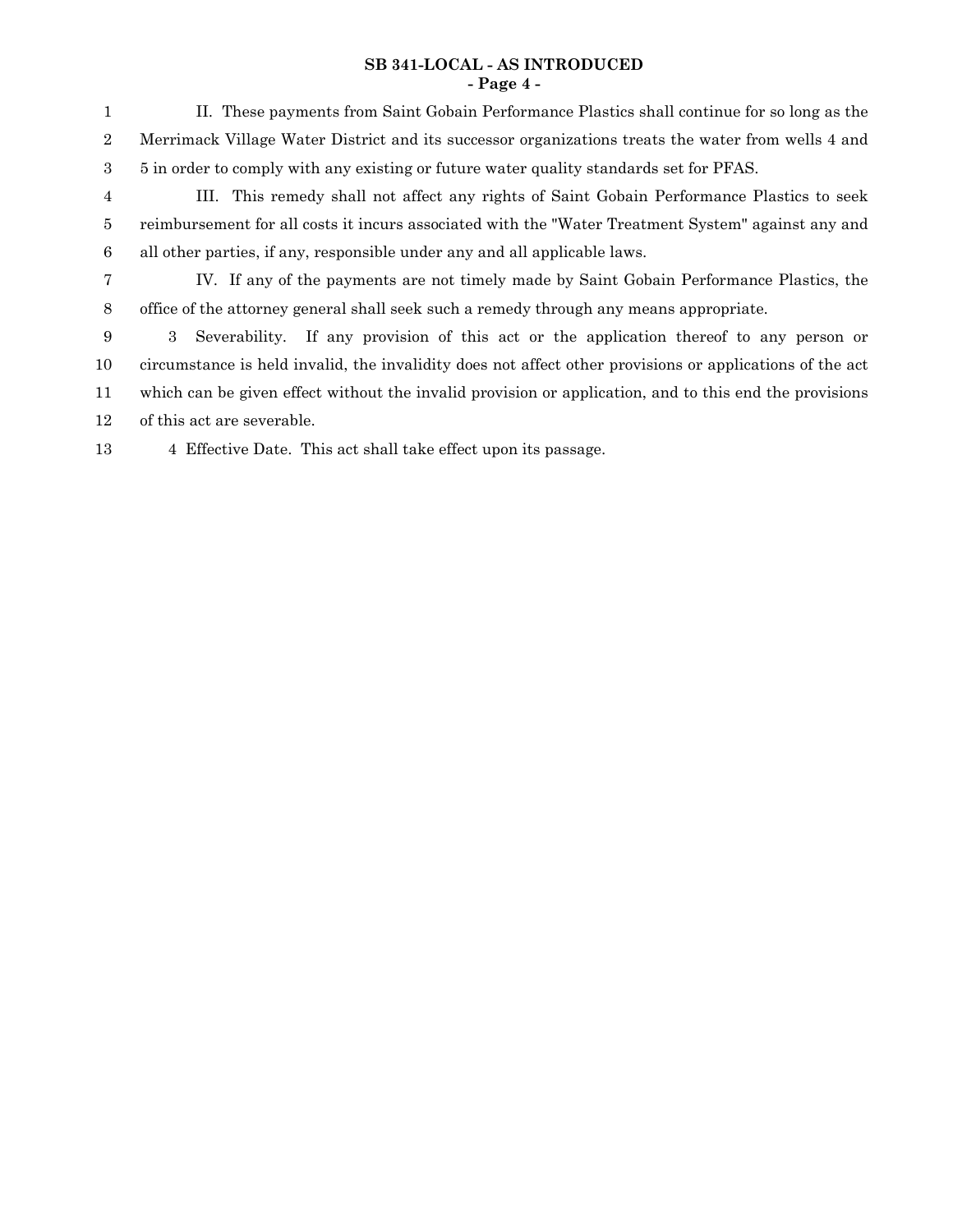II. These payments from Saint Gobain Performance Plastics shall continue for so long as the Merrimack Village Water District and its successor organizations treats the water from wells 4 and 5 in order to comply with any existing or future water quality standards set for PFAS.

III. This remedy shall not affect any rights of Saint Gobain Performance Plastics to seek reimbursement for all costs it incurs associated with the "Water Treatment System" against any and all other parties, if any, responsible under any and all applicable laws.

IV. If any of the payments are not timely made by Saint Gobain Performance Plastics, the office of the attorney general shall seek such a remedy through any means appropriate.

3 Severability. If any provision of this act or the application thereof to any person or circumstance is held invalid, the invalidity does not affect other provisions or applications of the act which can be given effect without the invalid provision or application, and to this end the provisions of this act are severable.

4 Effective Date. This act shall take effect upon its passage.